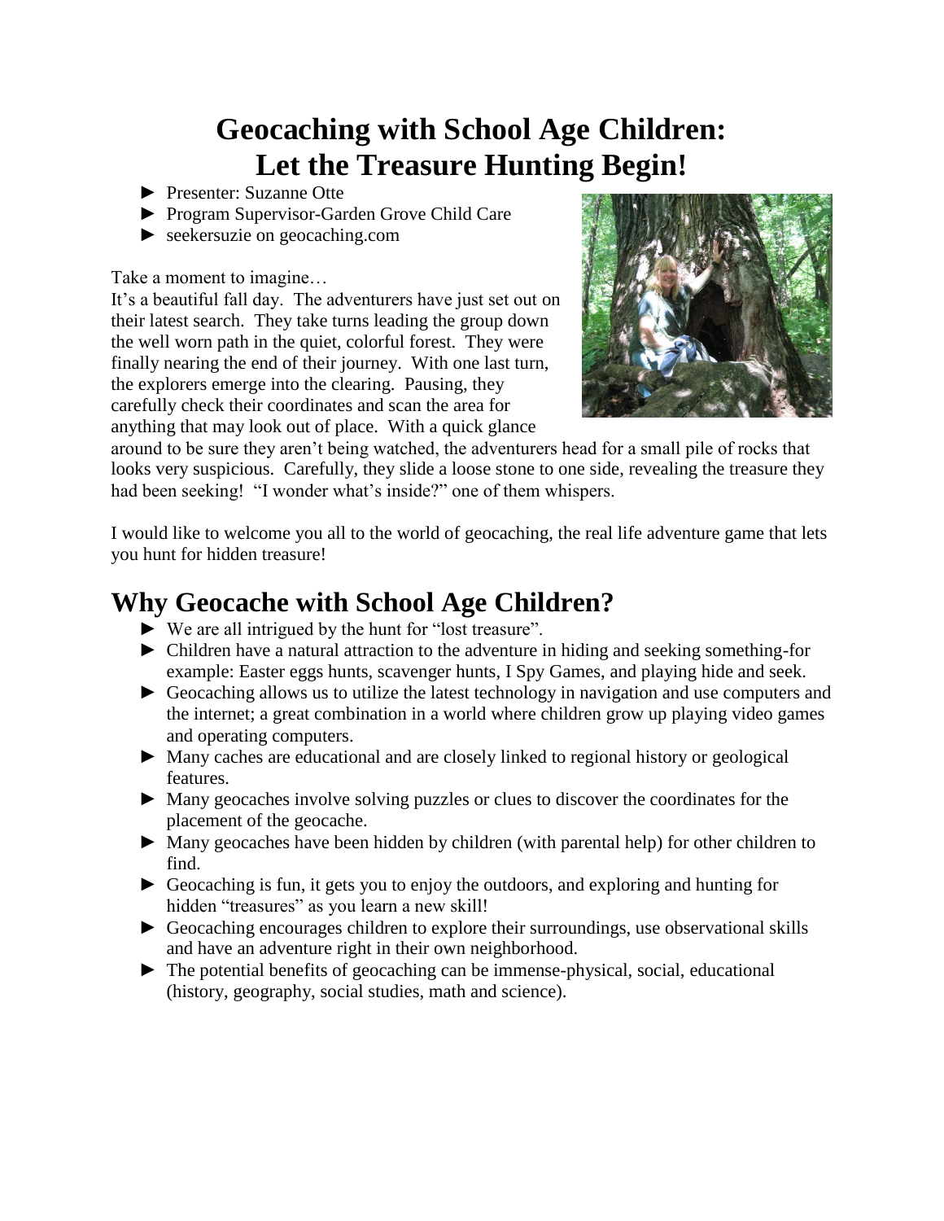# Geocaching with School Age Children: Let the Treasure Hunting Begin!

- ► Presenter: Suzanne Otte
- ► Program Supervisor-Garden Grove Child Care
- ► seekersuzie on geocaching.com

Take a moment to imagine…

It's a beautiful fall day. The adventurers have just set out on their latest search. They take turns leading the group down the well worn path in the quiet, colorful forest. They were finally nearing the end of their journey. With one last turn, the explorers emerge into the clearing. Pausing, they carefully check their coordinates and scan the area for anything that may look out of place. With a quick glance around to be sure they aren't being watched, the adventurers head for a small pile of rocks that looks very suspicious. Carefully, they slide a loose stone to one side, revealing the treasure they had been seeking! "I wonder what's inside?" one of them whispers.

I would like to welcome you all to the world of geocaching, the real life adventure game that lets you hunt for hidden treasure!

## Why Geocache with School Age Children?

- ► We are all intrigued by the hunt for "lost treasure".
- ► Children have a natural attraction to the adventure in hiding and seeking something-for example: Easter eggs hunts, scavenger hunts, I Spy Games, and playing hide and seek.
- ► Geocaching allows us to utilize the latest technology in navigation and use computers and the internet; a great combination in a world where children grow up playing video games and operating computers.
- ► Many caches are educational and are closely linked to regional history or geological features.
- ► Many geocaches involve solving puzzles or clues to discover the coordinates for the placement of the geocache.
- ► Many geocaches have been hidden by children (with parental help) for other children to find.
- ► Geocaching is fun, it gets you to enjoy the outdoors, and exploring and hunting for hidden "treasures" as you learn a new skill!
- ► Geocaching encourages children to explore their surroundings, use observational skills and have an adventure right in their own neighborhood.
- ► The potential benefits of geocaching can be immense-physical, social, educational (history, geography, social studies, math and science).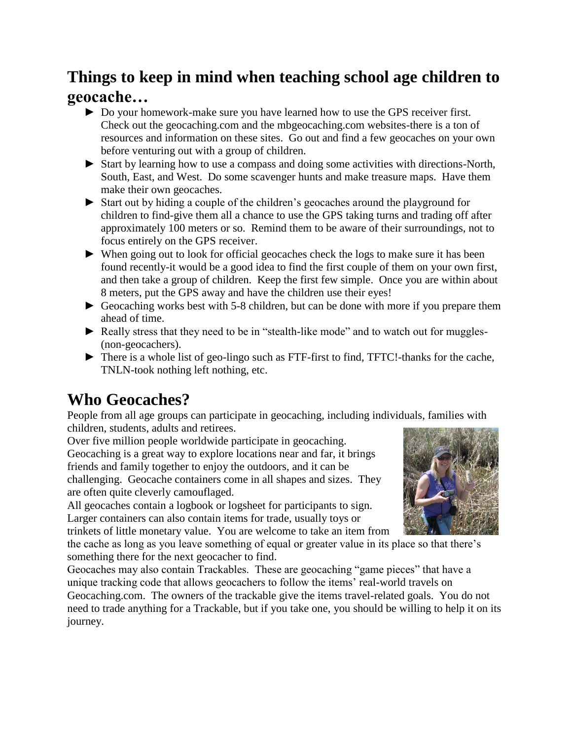## Things to keep in mind when teaching school age children to geocache…

- Do your homework-make sure you have learned how to use the GPS receiver first. Check out the geocaching.com and the mbgeocaching.com websites-there is a ton of resources and information on these sites. Go out and find a few geocaches on your own before venturing out with a group of children.
- Start by learning how to use a compass and doing some activities with directions-North, South, East, and West. Do some scavenger hunts and make treasure maps. Have them make their own geocaches.
- Start out by hiding a couple of the children's geocaches around the playground for children to find-give them all a chance to use the GPS taking turns and trading off after approximately 100 meters or so. Remind them to be aware of their surroundings, not to focus entirely on the GPS receiver.
- When going out to look for official geocaches check the logs to make sure it has been found recently-it would be a good idea to find the first couple of them on your own first, and then take a group of children. Keep the first few simple. Once you are within about 8 meters, put the GPS away and have the children use their eyes!
- Geocaching works best with 5-8 children, but can be done with more if you prepare them ahead of time.
- Really stress that they need to be in "stealth-like mode" and to watch out for muggles-(non-geocachers).
- There is a whole list of geo-lingo such as FTF-first to find, TFTC!-thanks for the cache, TNLN-took nothing left nothing, etc.

## Who Geocaches?

People from all age groups can participate in geocaching, including individuals, families with children, students, adults and retirees.

Over five million people worldwide participate in geocaching.

Geocaching is a great way to explore locations near and far, it brings friends and family together to enjoy the outdoors, and it can be challenging. Geocache containers come in all shapes and sizes. They are often quite cleverly camouflaged.

All geocaches contain a logbook or logsheet for participants to sign. Larger containers can also contain items for trade, usually toys or trinkets of little monetary value. You are welcome to take an item from the cache as long as you leave something of equal or greater value in its place so that there's something there for the next geocacher to find.

Geocaches may also contain Trackables. These are geocaching "game pieces" that have a unique tracking code that allows geocachers to follow the items' real-world travels on Geocaching.com. The owners of the trackable give the items travel-related goals. You do not need to trade anything for a Trackable, but if you take one, you should be willing to help it on its journey.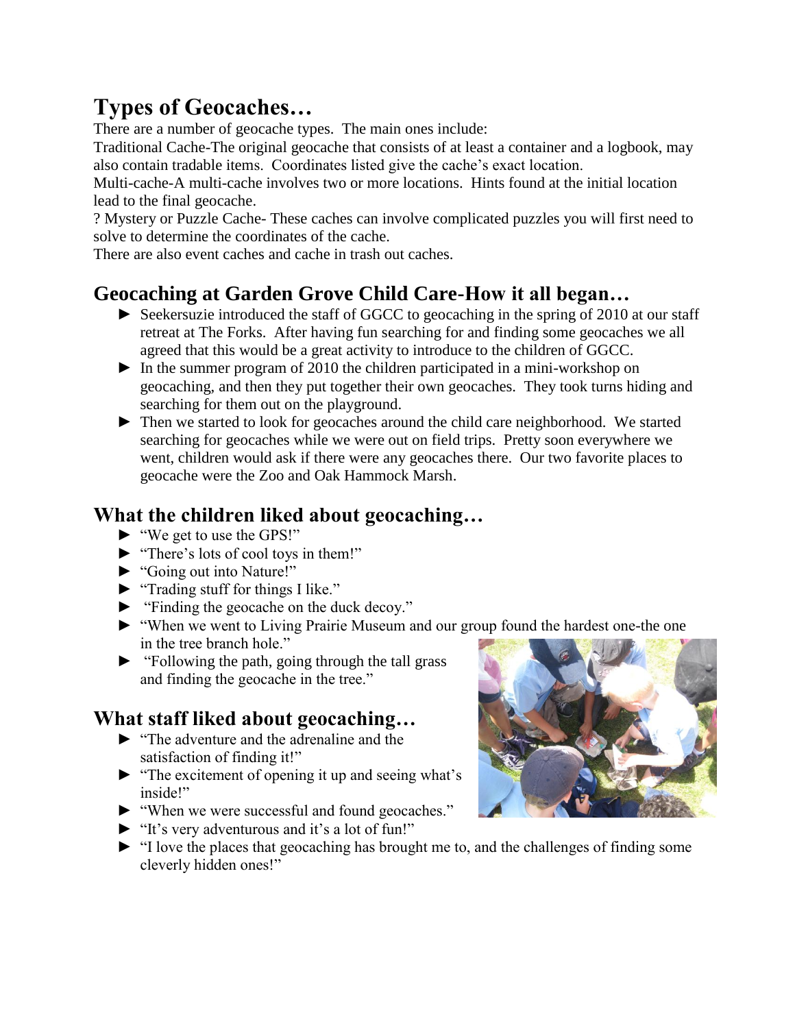# Types of Geocaches…

There are a number of geocache types. The main ones include:

Traditional Cache-The original geocache that consists of at least a container and a logbook, may also contain tradable items. Coordinates listed give the cache's exact location.

Multi-cache-A multi-cache involves two or more locations. Hints found at the initial location lead to the final geocache.

? Mystery or Puzzle Cache- These caches can involve complicated puzzles you will first need to solve to determine the coordinates of the cache.

There are also event caches and cache in trash out caches.

## Geocaching at Garden Grove Child Care-How it all began…

- Seekersuzie introduced the staff of GGCC to geocaching in the spring of 2010 at our staff retreat at The Forks. After having fun searching for and finding some geocaches we all agreed that this would be a great activity to introduce to the children of GGCC.
- In the summer program of 2010 the children participated in a mini-workshop on geocaching, and then they put together their own geocaches. They took turns hiding and searching for them out on the playground.
- Then we started to look for geocaches around the child care neighborhood. We started searching for geocaches while we were out on field trips. Pretty soon everywhere we went, children would ask if there were any geocaches there. Our two favorite places to geocache were the Zoo and Oak Hammock Marsh.

## What the children liked about geocaching…

- "We get to use the GPS!"
- "There's lots of cool toys in them!"
- "Going out into Nature!"
- "Trading stuff for things I like."
- "Finding the geocache on the duck decoy."
- "When we went to Living Prairie Museum and our group found the hardest one-the one in the tree branch hole."
- "Following the path, going through the tall grass and finding the geocache in the tree."

## What staff liked about geocaching…

- "The adventure and the adrenaline and the satisfaction of finding it!"
- "The excitement of opening it up and seeing what's inside!"
- "When we were successful and found geocaches."
- "It's very adventurous and it's a lot of fun!"
- "I love the places that geocaching has brought me to, and the challenges of finding some cleverly hidden ones!"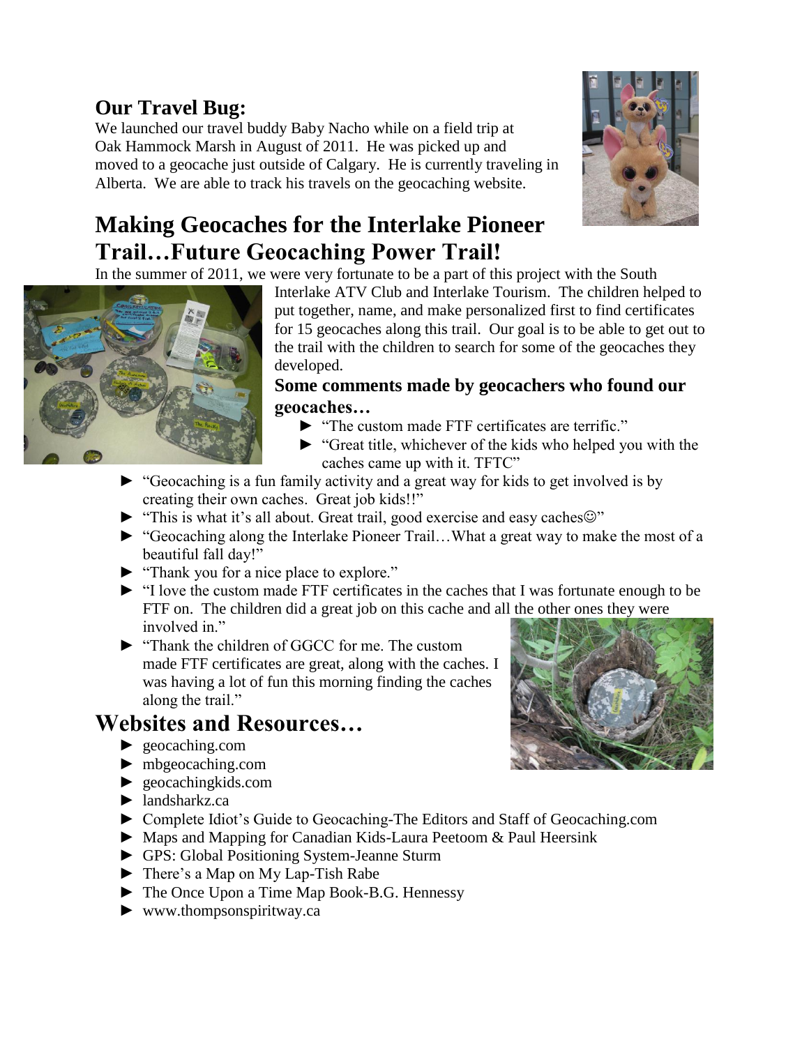## Our Travel Bug:

We launched our travel buddy Baby Nacho while on a field trip at Oak Hammock Marsh in August of 2011. He was picked up and moved to a geocache just outside of Calgary. He is currently traveling in Alberta. We are able to track his travels on the geocaching website.

# Making Geocaches for the Interlake Pioneer Trail…Future Geocaching Power Trail!

In the summer of 2011, we were very fortunate to be a part of this project with the South Interlake ATV Club and Interlake Tourism. The children helped to put together, name, and make personalized first to find certificates for 15 geocaches along this trail. Our goal is to be able to get out to the trail with the children to search for some of the geocaches they developed.

### Some comments made by geocachers who found our geocaches…

- "The custom made FTF certificates are terrific."
- "Great title, whichever of the kids who helped you with the caches came up with it. TFTC"
- "Geocaching is a fun family activity and a great way for kids to get involved is by creating their own caches. Great job kids!!"
- "This is what it's all about. Great trail, good exercise and easy caches☺"
- "Geocaching along the Interlake Pioneer Trail…What a great way to make the most of a beautiful fall day!"
- "Thank you for a nice place to explore."
- "I love the custom made FTF certificates in the caches that I was fortunate enough to be FTF on. The children did a great job on this cache and all the other ones they were involved in."
- "Thank the children of GGCC for me. The custom made FTF certificates are great, along with the caches. I was having a lot of fun this morning finding the caches along the trail."

# Websites and Resources…

- geocaching.com
- mbgeocaching.com
- geocachingkids.com
- landsharkz.ca
- Complete Idiot's Guide to Geocaching-The Editors and Staff of Geocaching.com
- Maps and Mapping for Canadian Kids-Laura Peetoom & Paul Heersink
- GPS: Global Positioning System-Jeanne Sturm
- There's a Map on My Lap-Tish Rabe
- The Once Upon a Time Map Book-B.G. Hennessy
- www.thompsonspiritway.ca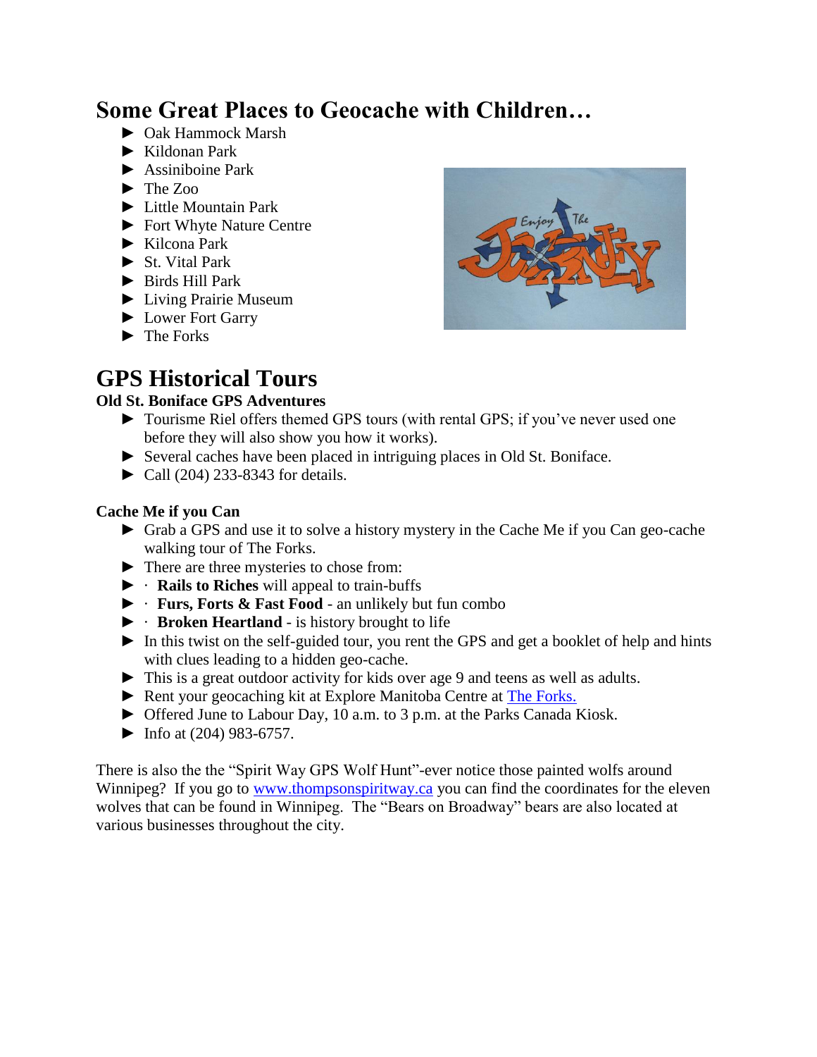# Some Great Places to Geocache with Children…

- Oak Hammock Marsh
- Kildonan Park
- Assiniboine Park
- The Zoo
- Little Mountain Park
- Fort Whyte Nature Centre
- Kilcona Park
- St. Vital Park
- Birds Hill Park
- Living Prairie Museum
- Lower Fort Garry
- The Forks

# GPS Historical Tours

### Old St. Boniface GPS Adventures

- Tourisme Riel offers themed GPS tours (with rental GPS; if you've never used one before they will also show you how it works).
- Several caches have been placed in intriguing places in Old St. Boniface.
- Call (204) 233-8343 for details.

### Cache Me if you Can

- Grab a GPS and use it to solve a history mystery in the Cache Me if you Can geo-cache walking tour of The Forks.
- There are three mysteries to chose from:
- · **Rails to Riches** will appeal to train-buffs
- · **Furs, Forts & Fast Food** - an unlikely but fun combo
- · **Broken Heartland** - is history brought to life
- In this twist on the self-guided tour, you rent the GPS and get a booklet of help and hints with clues leading to a hidden geo-cache.
- This is a great outdoor activity for kids over age 9 and teens as well as adults.
- Rent your geocaching kit at Explore Manitoba Centre at [The Forks.]()
- Offered June to Labour Day, 10 a.m. to 3 p.m. at the Parks Canada Kiosk.
- Info at (204) 983-6757.

There is also the the "Spirit Way GPS Wolf Hunt"-ever notice those painted wolfs around Winnipeg? If you go to [www.thompsonspiritway.ca](www.thompsonspiritway.ca) you can find the coordinates for the eleven wolves that can be found in Winnipeg. The "Bears on Broadway" bears are also located at various businesses throughout the city.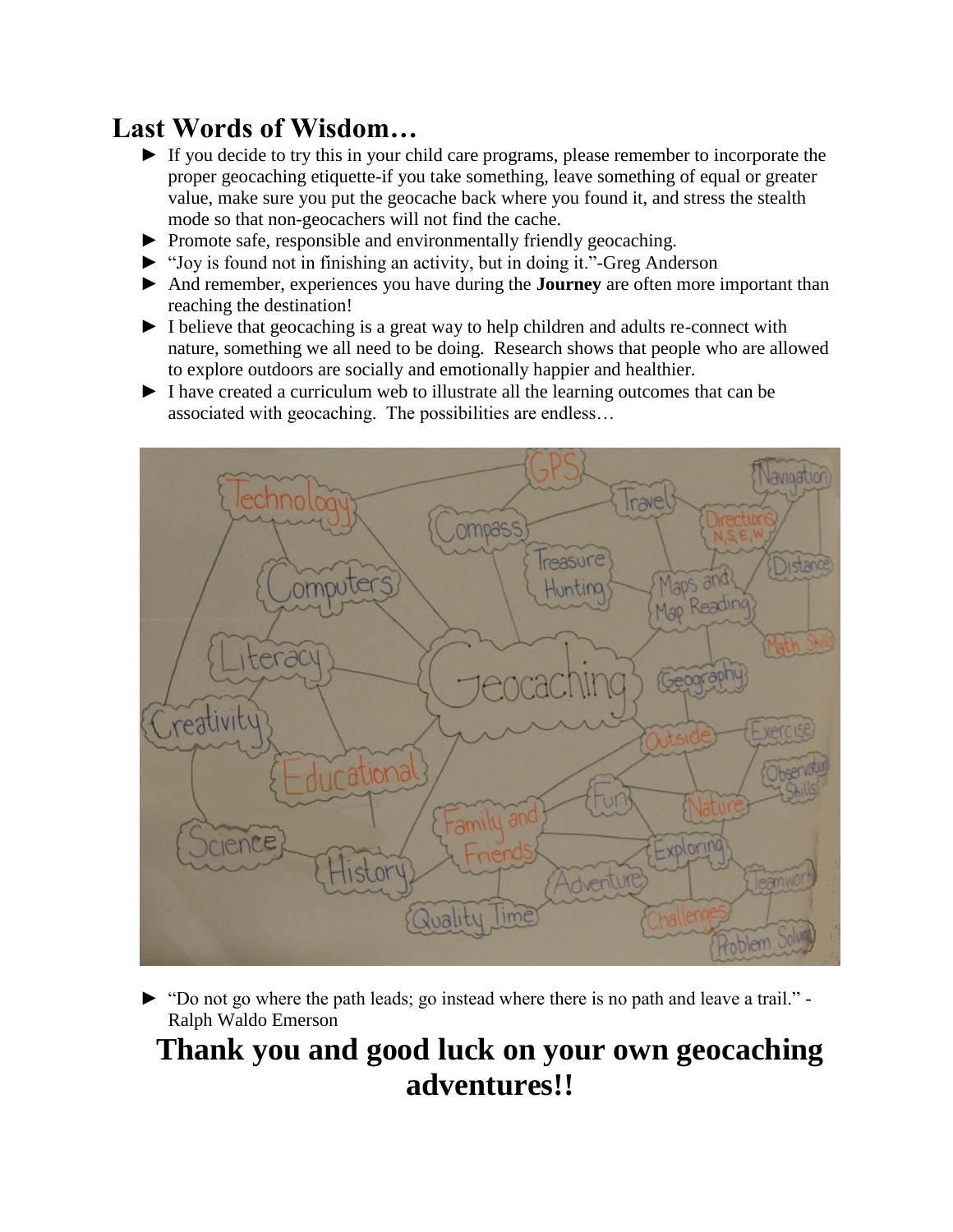## Last Words of Wisdom…

- If you decide to try this in your child care programs, please remember to incorporate the proper geocaching etiquette-if you take something, leave something of equal or greater value, make sure you put the geocache back where you found it, and stress the stealth mode so that non-geocachers will not find the cache.
- Promote safe, responsible and environmentally friendly geocaching.
- "Joy is found not in finishing an activity, but in doing it."-Greg Anderson
- And remember, experiences you have during the **Journey** are often more important than reaching the destination!
- I believe that geocaching is a great way to help children and adults re-connect with nature, something we all need to be doing. Research shows that people who are allowed to explore outdoors are socially and emotionally happier and healthier.
- I have created a curriculum web to illustrate all the learning outcomes that can be associated with geocaching. The possibilities are endless…

- "Do not go where the path leads; go instead where there is no path and leave a trail." - Ralph Waldo Emerson

# Thank you and good luck on your own geocaching adventures!!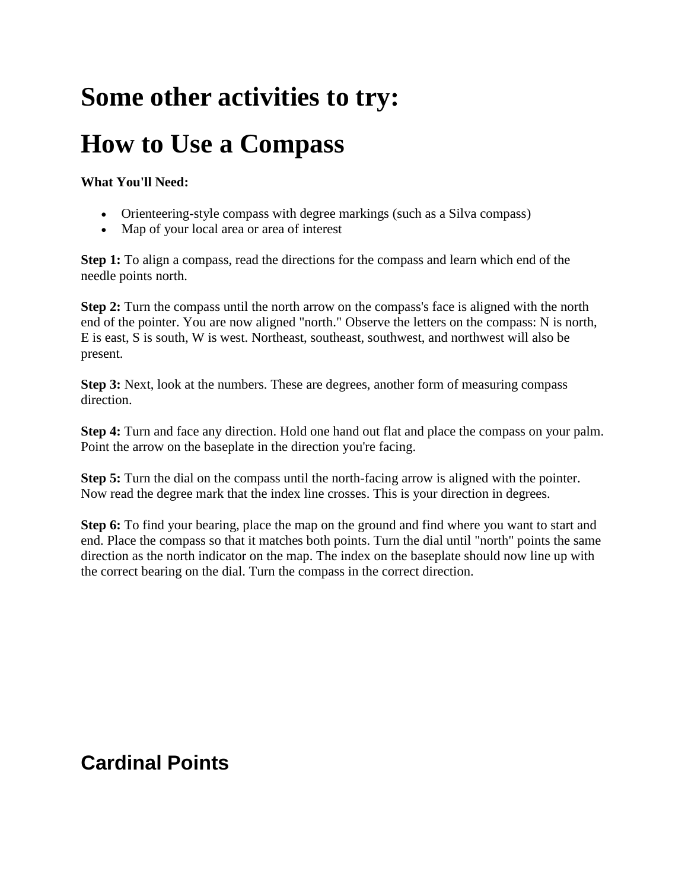# Some other activities to try:

# How to Use a Compass

**What You'll Need:**

- Orienteering-style compass with degree markings (such as a Silva compass)
- Map of your local area or area of interest

**Step 1:** To align a compass, read the directions for the compass and learn which end of the needle points north.

**Step 2:** Turn the compass until the north arrow on the compass's face is aligned with the north end of the pointer. You are now aligned "north." Observe the letters on the compass: N is north, E is east, S is south, W is west. Northeast, southeast, southwest, and northwest will also be present.

**Step 3:** Next, look at the numbers. These are degrees, another form of measuring compass direction.

**Step 4:** Turn and face any direction. Hold one hand out flat and place the compass on your palm. Point the arrow on the baseplate in the direction you're facing.

**Step 5:** Turn the dial on the compass until the north-facing arrow is aligned with the pointer. Now read the degree mark that the index line crosses. This is your direction in degrees.

**Step 6:** To find your bearing, place the map on the ground and find where you want to start and end. Place the compass so that it matches both points. Turn the dial until "north" points the same direction as the north indicator on the map. The index on the baseplate should now line up with the correct bearing on the dial. Turn the compass in the correct direction.

## Cardinal Points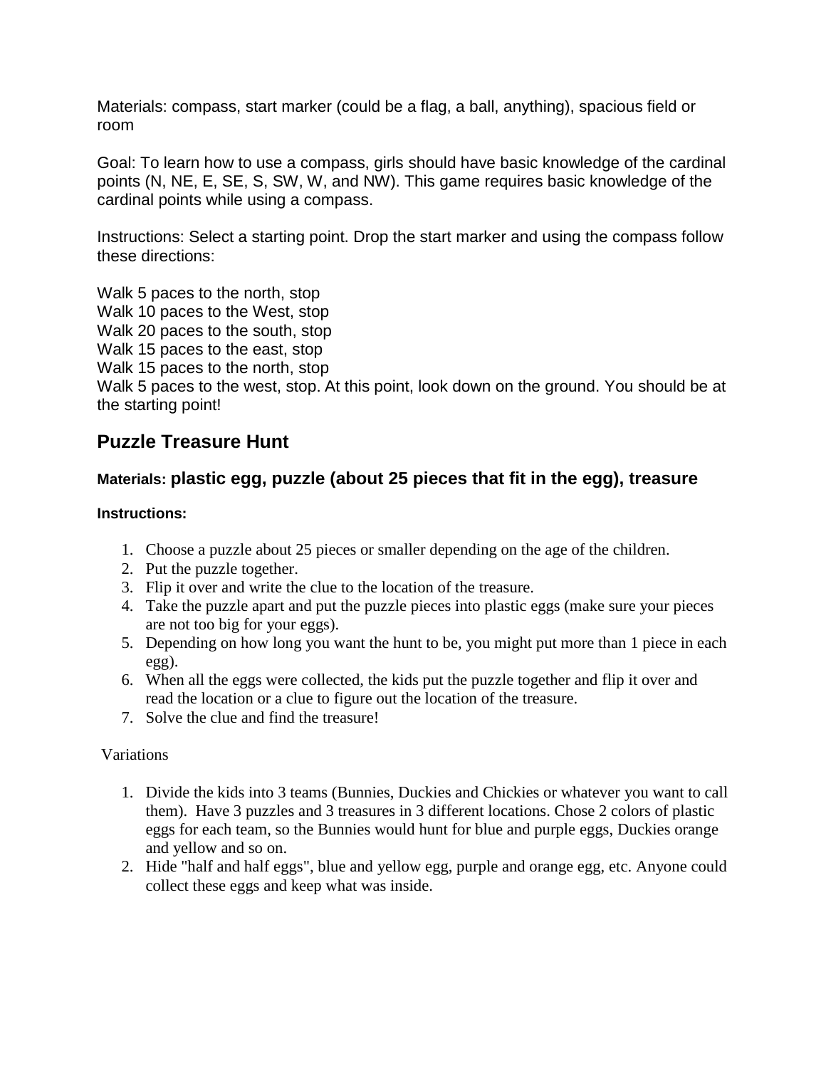Materials: compass, start marker (could be a flag, a ball, anything), spacious field or room

Goal: To learn how to use a compass, girls should have basic knowledge of the cardinal points (N, NE, E, SE, S, SW, W, and NW). This game requires basic knowledge of the cardinal points while using a compass.

Instructions: Select a starting point. Drop the start marker and using the compass follow these directions:

Walk 5 paces to the north, stop
Walk 10 paces to the West, stop
Walk 20 paces to the south, stop
Walk 15 paces to the east, stop
Walk 15 paces to the north, stop
Walk 5 paces to the west, stop. At this point, look down on the ground. You should be at the starting point!

## Puzzle Treasure Hunt

### Materials: plastic egg, puzzle (about 25 pieces that fit in the egg), treasure

**Instructions:**

1. Choose a puzzle about 25 pieces or smaller depending on the age of the children.
2. Put the puzzle together.
3. Flip it over and write the clue to the location of the treasure.
4. Take the puzzle apart and put the puzzle pieces into plastic eggs (make sure your pieces are not too big for your eggs).
5. Depending on how long you want the hunt to be, you might put more than 1 piece in each egg).
6. When all the eggs were collected, the kids put the puzzle together and flip it over and read the location or a clue to figure out the location of the treasure.
7. Solve the clue and find the treasure!

Variations

1. Divide the kids into 3 teams (Bunnies, Duckies and Chickies or whatever you want to call them). Have 3 puzzles and 3 treasures in 3 different locations. Chose 2 colors of plastic eggs for each team, so the Bunnies would hunt for blue and purple eggs, Duckies orange and yellow and so on.
2. Hide "half and half eggs", blue and yellow egg, purple and orange egg, etc. Anyone could collect these eggs and keep what was inside.